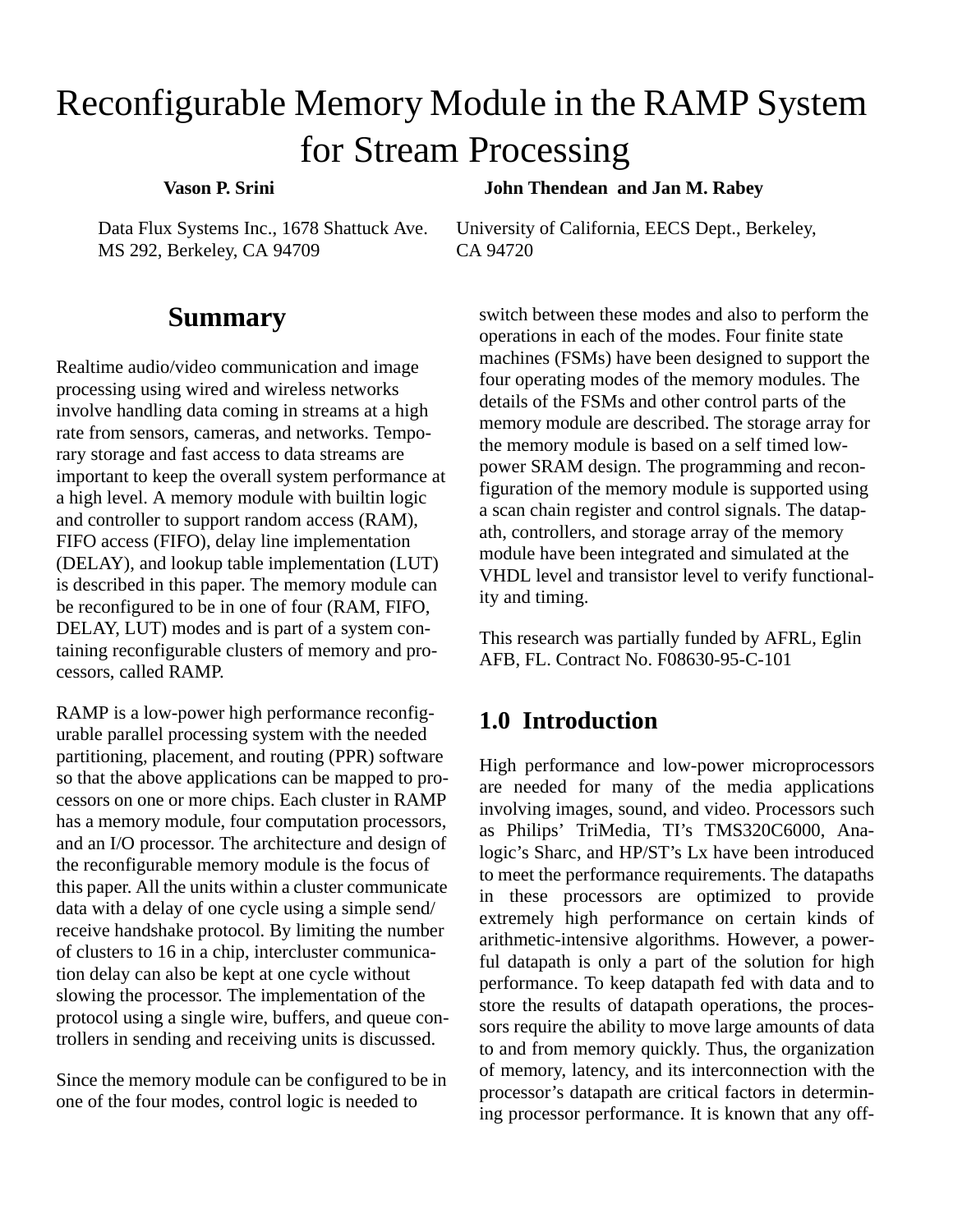# Reconfigurable Memory Module in the RAMP System for Stream Processing

**Vason P. Srini**

Data Flux Systems Inc., 1678 Shattuck Ave. MS 292, Berkeley, CA 94709

**John Thendean and Jan M. Rabey**

University of California, EECS Dept., Berkeley, CA 94720

## Summary

Realtime audio/video communication and image processing using wired and wireless networks involve handling data coming in streams at a high rate from sensors, cameras, and networks. Temporary storage and fast access to data streams are important to keep the overall system performance at a high level. A memory module with builtin logic and controller to support random access (RAM), FIFO access (FIFO), delay line implementation (DELAY), and lookup table implementation (LUT) is described in this paper. The memory module can be reconfigured to be in one of four (RAM, FIFO, DELAY, LUT) modes and is part of a system containing reconfigurable clusters of memory and processors, called RAMP.

RAMP is a low-power high performance reconfigurable parallel processing system with the needed partitioning, placement, and routing (PPR) software so that the above applications can be mapped to processors on one or more chips. Each cluster in RAMP has a memory module, four computation processors, and an I/O processor. The architecture and design of the reconfigurable memory module is the focus of this paper. All the units within a cluster communicate data with a delay of one cycle using a simple send/receive handshake protocol. By limiting the number of clusters to 16 in a chip, intercluster communication delay can also be kept at one cycle without slowing the processor. The implementation of the protocol using a single wire, buffers, and queue controllers in sending and receiving units is discussed.

Since the memory module can be configured to be in one of the four modes, control logic is needed to switch between these modes and also to perform the operations in each of the modes. Four finite state machines (FSMs) have been designed to support the four operating modes of the memory modules. The details of the FSMs and other control parts of the memory module are described. The storage array for the memory module is based on a self timed low-power SRAM design. The programming and reconfiguration of the memory module is supported using a scan chain register and control signals. The datapath, controllers, and storage array of the memory module have been integrated and simulated at the VHDL level and transistor level to verify functionality and timing.

This research was partially funded by AFRL, Eglin AFB, FL. Contract No. F08630-95-C-101

## 1.0 Introduction

High performance and low-power microprocessors are needed for many of the media applications involving images, sound, and video. Processors such as Philips' TriMedia, TI's TMS320C6000, Analogic's Sharc, and HP/ST's Lx have been introduced to meet the performance requirements. The datapaths in these processors are optimized to provide extremely high performance on certain kinds of arithmetic-intensive algorithms. However, a powerful datapath is only a part of the solution for high performance. To keep datapath fed with data and to store the results of datapath operations, the processors require the ability to move large amounts of data to and from memory quickly. Thus, the organization of memory, latency, and its interconnection with the processor's datapath are critical factors in determining processor performance. It is known that any off-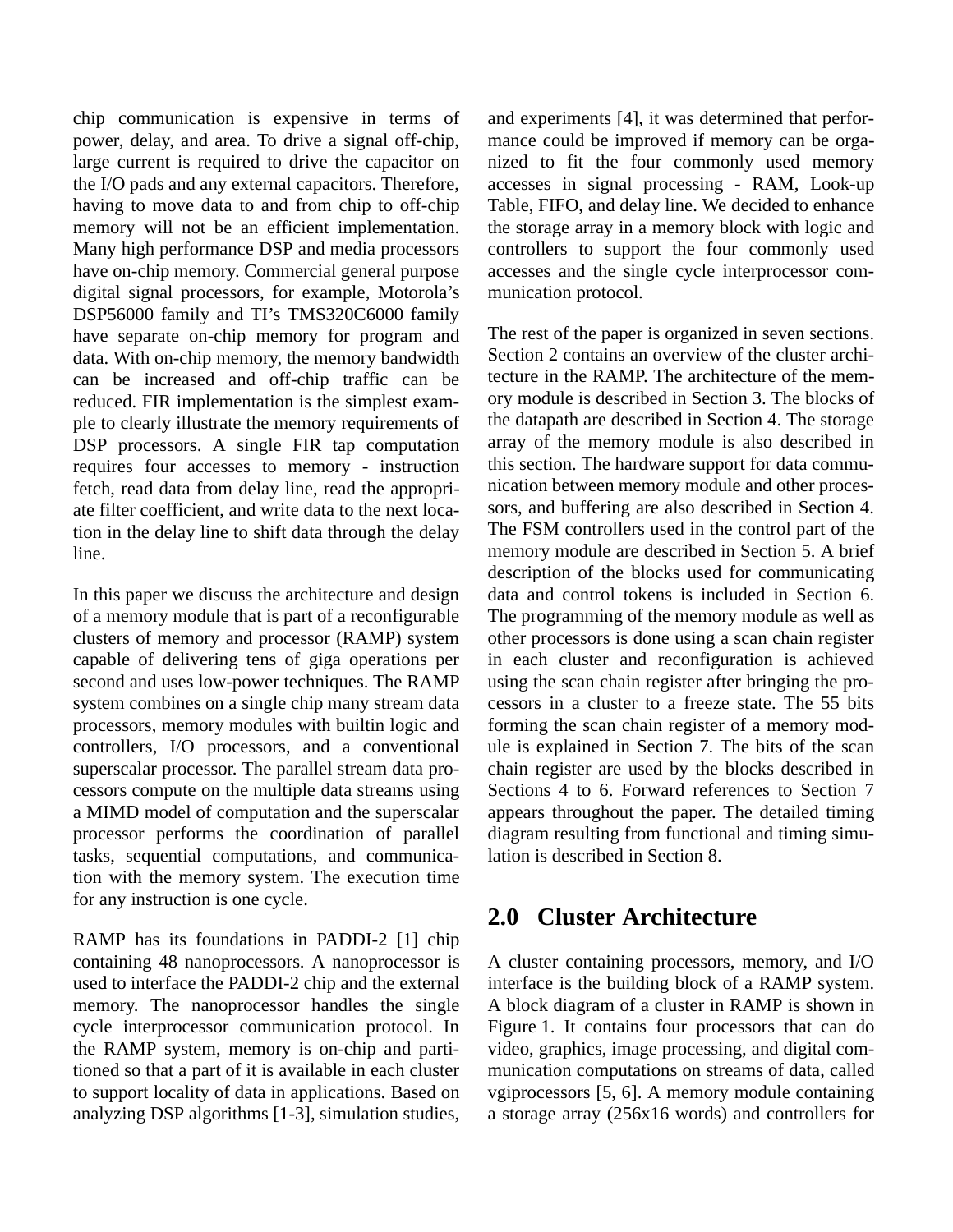chip communication is expensive in terms of power, delay, and area. To drive a signal off-chip, large current is required to drive the capacitor on the I/O pads and any external capacitors. Therefore, having to move data to and from chip to off-chip memory will not be an efficient implementation. Many high performance DSP and media processors have on-chip memory. Commercial general purpose digital signal processors, for example, Motorola's DSP56000 family and TI's TMS320C6000 family have separate on-chip memory for program and data. With on-chip memory, the memory bandwidth can be increased and off-chip traffic can be reduced. FIR implementation is the simplest example to clearly illustrate the memory requirements of DSP processors. A single FIR tap computation requires four accesses to memory - instruction fetch, read data from delay line, read the appropriate filter coefficient, and write data to the next location in the delay line to shift data through the delay line.

In this paper we discuss the architecture and design of a memory module that is part of a reconfigurable clusters of memory and processor (RAMP) system capable of delivering tens of giga operations per second and uses low-power techniques. The RAMP system combines on a single chip many stream data processors, memory modules with builtin logic and controllers, I/O processors, and a conventional superscalar processor. The parallel stream data processors compute on the multiple data streams using a MIMD model of computation and the superscalar processor performs the coordination of parallel tasks, sequential computations, and communication with the memory system. The execution time for any instruction is one cycle.

RAMP has its foundations in PADDI-2 [1] chip containing 48 nanoprocessors. A nanoprocessor is used to interface the PADDI-2 chip and the external memory. The nanoprocessor handles the single cycle interprocessor communication protocol. In the RAMP system, memory is on-chip and partitioned so that a part of it is available in each cluster to support locality of data in applications. Based on analyzing DSP algorithms [1-3], simulation studies, and experiments [4], it was determined that performance could be improved if memory can be organized to fit the four commonly used memory accesses in signal processing - RAM, Look-up Table, FIFO, and delay line. We decided to enhance the storage array in a memory block with logic and controllers to support the four commonly used accesses and the single cycle interprocessor communication protocol.

The rest of the paper is organized in seven sections. Section 2 contains an overview of the cluster architecture in the RAMP. The architecture of the memory module is described in Section 3. The blocks of the datapath are described in Section 4. The storage array of the memory module is also described in this section. The hardware support for data communication between memory module and other processors, and buffering are also described in Section 4. The FSM controllers used in the control part of the memory module are described in Section 5. A brief description of the blocks used for communicating data and control tokens is included in Section 6. The programming of the memory module as well as other processors is done using a scan chain register in each cluster and reconfiguration is achieved using the scan chain register after bringing the processors in a cluster to a freeze state. The 55 bits forming the scan chain register of a memory module is explained in Section 7. The bits of the scan chain register are used by the blocks described in Sections 4 to 6. Forward references to Section 7 appears throughout the paper. The detailed timing diagram resulting from functional and timing simulation is described in Section 8.

## 2.0 Cluster Architecture

A cluster containing processors, memory, and I/O interface is the building block of a RAMP system. A block diagram of a cluster in RAMP is shown in Figure 1. It contains four processors that can do video, graphics, image processing, and digital communication computations on streams of data, called vgiprocessors [5, 6]. A memory module containing a storage array (256x16 words) and controllers for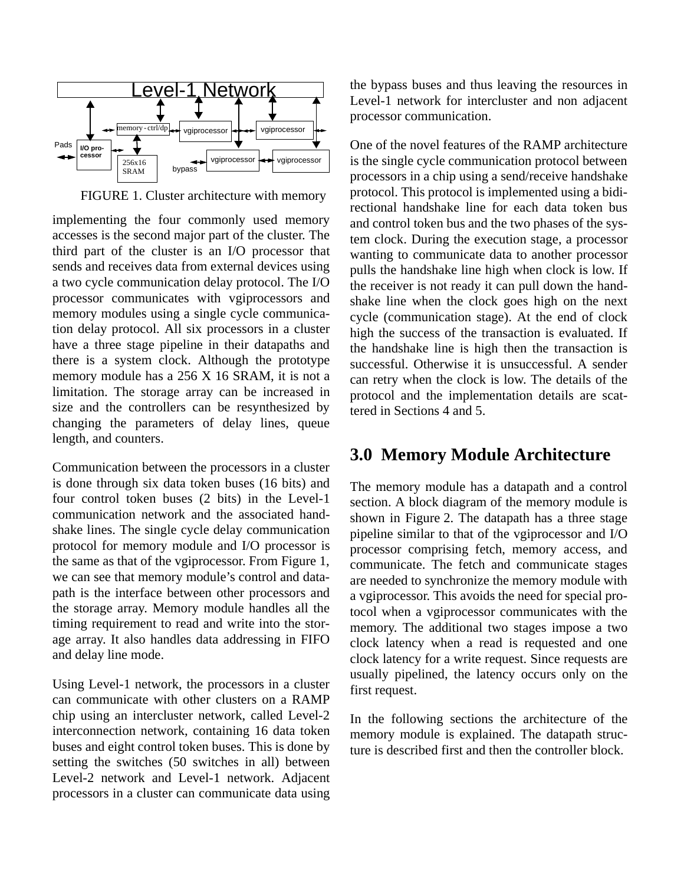FIGURE 1. Cluster architecture with memory

implementing the four commonly used memory accesses is the second major part of the cluster. The third part of the cluster is an I/O processor that sends and receives data from external devices using a two cycle communication delay protocol. The I/O processor communicates with vgiprocessors and memory modules using a single cycle communication delay protocol. All six processors in a cluster have a three stage pipeline in their datapaths and there is a system clock. Although the prototype memory module has a 256 X 16 SRAM, it is not a limitation. The storage array can be increased in size and the controllers can be resynthesized by changing the parameters of delay lines, queue length, and counters.

Communication between the processors in a cluster is done through six data token buses (16 bits) and four control token buses (2 bits) in the Level-1 communication network and the associated handshake lines. The single cycle delay communication protocol for memory module and I/O processor is the same as that of the vgiprocessor. From Figure 1, we can see that memory module's control and datapath is the interface between other processors and the storage array. Memory module handles all the timing requirement to read and write into the storage array. It also handles data addressing in FIFO and delay line mode.

Using Level-1 network, the processors in a cluster can communicate with other clusters on a RAMP chip using an intercluster network, called Level-2 interconnection network, containing 16 data token buses and eight control token buses. This is done by setting the switches (50 switches in all) between Level-2 network and Level-1 network. Adjacent processors in a cluster can communicate data using the bypass buses and thus leaving the resources in Level-1 network for intercluster and non adjacent processor communication.

One of the novel features of the RAMP architecture is the single cycle communication protocol between processors in a chip using a send/receive handshake protocol. This protocol is implemented using a bidirectional handshake line for each data token bus and control token bus and the two phases of the system clock. During the execution stage, a processor wanting to communicate data to another processor pulls the handshake line high when clock is low. If the receiver is not ready it can pull down the handshake line when the clock goes high on the next cycle (communication stage). At the end of clock high the success of the transaction is evaluated. If the handshake line is high then the transaction is successful. Otherwise it is unsuccessful. A sender can retry when the clock is low. The details of the protocol and the implementation details are scattered in Sections 4 and 5.

## 3.0 Memory Module Architecture

The memory module has a datapath and a control section. A block diagram of the memory module is shown in Figure 2. The datapath has a three stage pipeline similar to that of the vgiprocessor and I/O processor comprising fetch, memory access, and communicate. The fetch and communicate stages are needed to synchronize the memory module with a vgiprocessor. This avoids the need for special protocol when a vgiprocessor communicates with the memory. The additional two stages impose a two clock latency when a read is requested and one clock latency for a write request. Since requests are usually pipelined, the latency occurs only on the first request.

In the following sections the architecture of the memory module is explained. The datapath structure is described first and then the controller block.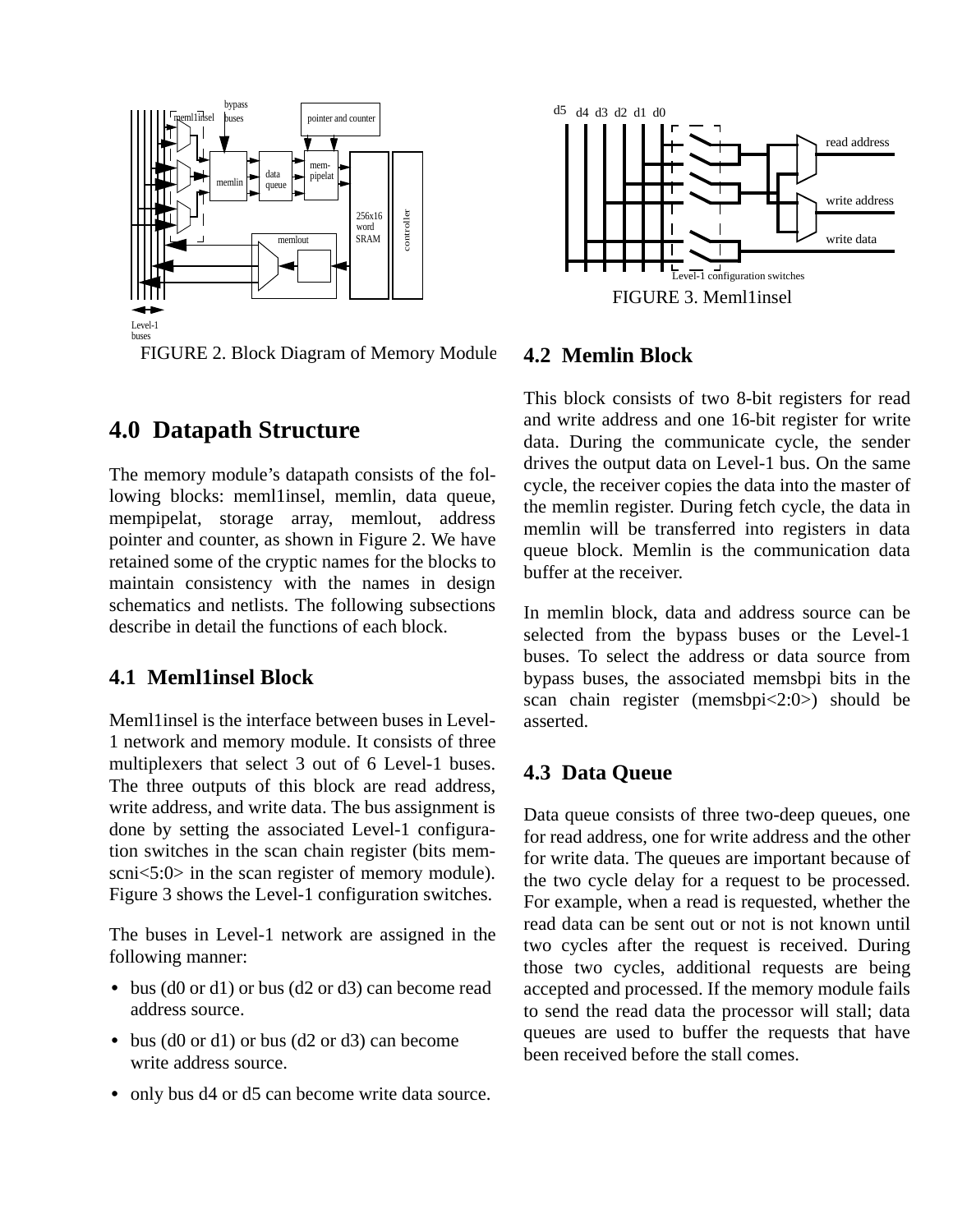FIGURE 2. Block Diagram of Memory Module

FIGURE 3. Meml1insel

## 4.0 Datapath Structure

The memory module's datapath consists of the following blocks: meml1insel, memlin, data queue, mempipelat, storage array, memlout, address pointer and counter, as shown in Figure 2. We have retained some of the cryptic names for the blocks to maintain consistency with the names in design schematics and netlists. The following subsections describe in detail the functions of each block.

### 4.1 Meml1insel Block

Meml1insel is the interface between buses in Level-1 network and memory module. It consists of three multiplexers that select 3 out of 6 Level-1 buses. The three outputs of this block are read address, write address, and write data. The bus assignment is done by setting the associated Level-1 configuration switches in the scan chain register (bits memscni<5:0> in the scan register of memory module). Figure 3 shows the Level-1 configuration switches.

The buses in Level-1 network are assigned in the following manner:

- bus (d0 or d1) or bus (d2 or d3) can become read address source.
- bus (d0 or d1) or bus (d2 or d3) can become write address source.
- only bus d4 or d5 can become write data source.

### 4.2 Memlin Block

This block consists of two 8-bit registers for read and write address and one 16-bit register for write data. During the communicate cycle, the sender drives the output data on Level-1 bus. On the same cycle, the receiver copies the data into the master of the memlin register. During fetch cycle, the data in memlin will be transferred into registers in data queue block. Memlin is the communication data buffer at the receiver.

In memlin block, data and address source can be selected from the bypass buses or the Level-1 buses. To select the address or data source from bypass buses, the associated memsbpi bits in the scan chain register (memsbpi<2:0>) should be asserted.

### 4.3 Data Queue

Data queue consists of three two-deep queues, one for read address, one for write address and the other for write data. The queues are important because of the two cycle delay for a request to be processed. For example, when a read is requested, whether the read data can be sent out or not is not known until two cycles after the request is received. During those two cycles, additional requests are being accepted and processed. If the memory module fails to send the read data the processor will stall; data queues are used to buffer the requests that have been received before the stall comes.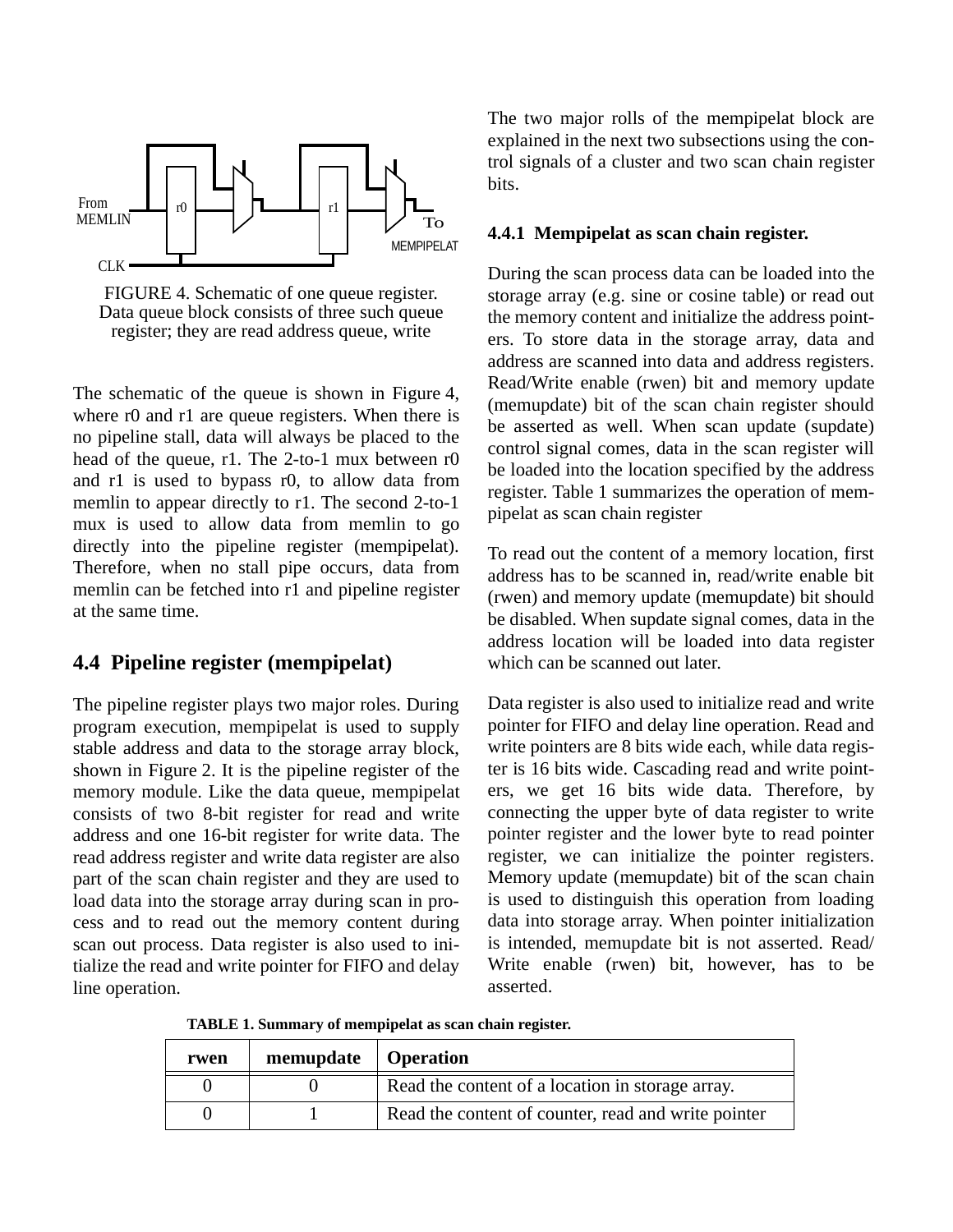FIGURE 4. Schematic of one queue register. Data queue block consists of three such queue register; they are read address queue, write

The schematic of the queue is shown in Figure 4, where r0 and r1 are queue registers. When there is no pipeline stall, data will always be placed to the head of the queue, r1. The 2-to-1 mux between r0 and r1 is used to bypass r0, to allow data from memlin to appear directly to r1. The second 2-to-1 mux is used to allow data from memlin to go directly into the pipeline register (mempipelat). Therefore, when no stall pipe occurs, data from memlin can be fetched into r1 and pipeline register at the same time.

## 4.4 Pipeline register (mempipelat)

The pipeline register plays two major roles. During program execution, mempipelat is used to supply stable address and data to the storage array block, shown in Figure 2. It is the pipeline register of the memory module. Like the data queue, mempipelat consists of two 8-bit register for read and write address and one 16-bit register for write data. The read address register and write data register are also part of the scan chain register and they are used to load data into the storage array during scan in process and to read out the memory content during scan out process. Data register is also used to initialize the read and write pointer for FIFO and delay line operation.

The two major rolls of the mempipelat block are explained in the next two subsections using the control signals of a cluster and two scan chain register bits.

### 4.4.1 Mempipelat as scan chain register.

During the scan process data can be loaded into the storage array (e.g. sine or cosine table) or read out the memory content and initialize the address pointers. To store data in the storage array, data and address are scanned into data and address registers. Read/Write enable (rwen) bit and memory update (memupdate) bit of the scan chain register should be asserted as well. When scan update (supdate) control signal comes, data in the scan register will be loaded into the location specified by the address register. Table 1 summarizes the operation of mempipelat as scan chain register

To read out the content of a memory location, first address has to be scanned in, read/write enable bit (rwen) and memory update (memupdate) bit should be disabled. When supdate signal comes, data in the address location will be loaded into data register which can be scanned out later.

Data register is also used to initialize read and write pointer for FIFO and delay line operation. Read and write pointers are 8 bits wide each, while data register is 16 bits wide. Cascading read and write pointers, we get 16 bits wide data. Therefore, by connecting the upper byte of data register to write pointer register and the lower byte to read pointer register, we can initialize the pointer registers. Memory update (memupdate) bit of the scan chain is used to distinguish this operation from loading data into storage array. When pointer initialization is intended, memupdate bit is not asserted. Read/Write enable (rwen) bit, however, has to be asserted.

**TABLE 1. Summary of mempipelat as scan chain register.**

| rwen | memupdate | Operation |
|---|---|---|
| 0 | 0 | Read the content of a location in storage array. |
| 0 | 1 | Read the content of counter, read and write pointer |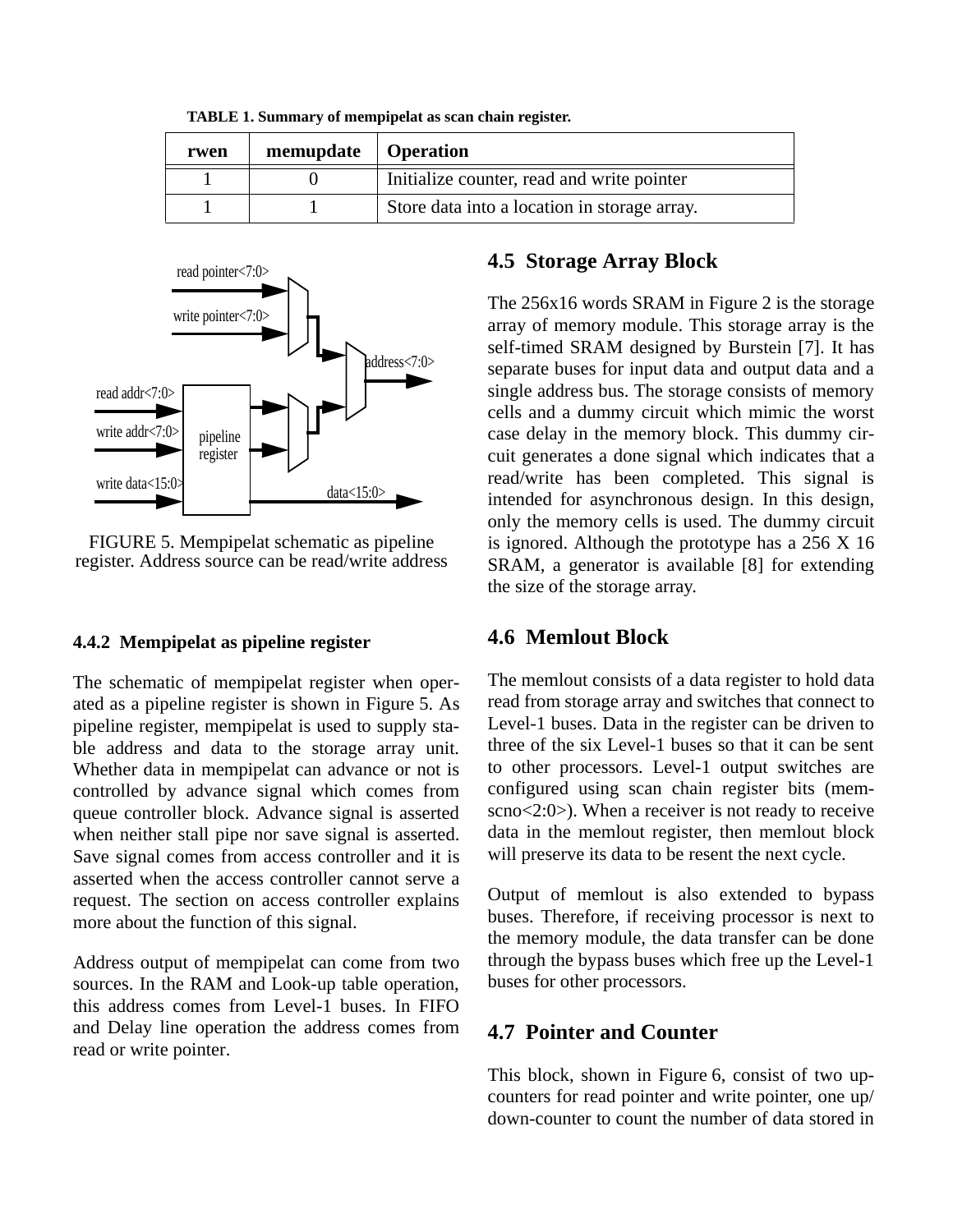**TABLE 1. Summary of mempipelat as scan chain register.**

| rwen | memupdate | Operation |
| --- | --- | --- |
| 1 | 0 | Initialize counter, read and write pointer |
| 1 | 1 | Store data into a location in storage array. |

FIGURE 5. Mempipelat schematic as pipeline register. Address source can be read/write address

#### 4.4.2 Mempipelat as pipeline register

The schematic of mempipelat register when operated as a pipeline register is shown in Figure 5. As pipeline register, mempipelat is used to supply stable address and data to the storage array unit. Whether data in mempipelat can advance or not is controlled by advance signal which comes from queue controller block. Advance signal is asserted when neither stall pipe nor save signal is asserted. Save signal comes from access controller and it is asserted when the access controller cannot serve a request. The section on access controller explains more about the function of this signal.

Address output of mempipelat can come from two sources. In the RAM and Look-up table operation, this address comes from Level-1 buses. In FIFO and Delay line operation the address comes from read or write pointer.

### 4.5 Storage Array Block

The 256x16 words SRAM in Figure 2 is the storage array of memory module. This storage array is the self-timed SRAM designed by Burstein [7]. It has separate buses for input data and output data and a single address bus. The storage consists of memory cells and a dummy circuit which mimic the worst case delay in the memory block. This dummy circuit generates a done signal which indicates that a read/write has been completed. This signal is intended for asynchronous design. In this design, only the memory cells is used. The dummy circuit is ignored. Although the prototype has a 256 X 16 SRAM, a generator is available [8] for extending the size of the storage array.

### 4.6 Memlout Block

The memlout consists of a data register to hold data read from storage array and switches that connect to Level-1 buses. Data in the register can be driven to three of the six Level-1 buses so that it can be sent to other processors. Level-1 output switches are configured using scan chain register bits (memscno<2:0>). When a receiver is not ready to receive data in the memlout register, then memlout block will preserve its data to be resent the next cycle.

Output of memlout is also extended to bypass buses. Therefore, if receiving processor is next to the memory module, the data transfer can be done through the bypass buses which free up the Level-1 buses for other processors.

### 4.7 Pointer and Counter

This block, shown in Figure 6, consist of two up-counters for read pointer and write pointer, one up/down-counter to count the number of data stored in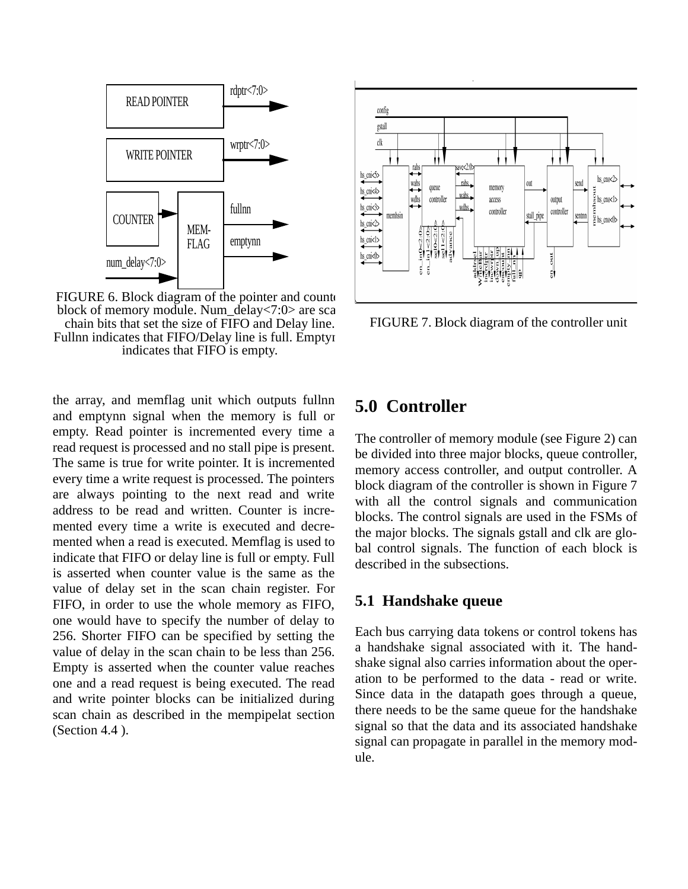FIGURE 6. Block diagram of the pointer and counter block of memory module. Num_delay<7:0> are scan chain bits that set the size of FIFO and Delay line. Fullnn indicates that FIFO/Delay line is full. Emptynn indicates that FIFO is empty.

FIGURE 7. Block diagram of the controller unit

the array, and memflag unit which outputs fullnn and emptynn signal when the memory is full or empty. Read pointer is incremented every time a read request is processed and no stall pipe is present. The same is true for write pointer. It is incremented every time a write request is processed. The pointers are always pointing to the next read and write address to be read and written. Counter is incremented every time a write is executed and decremented when a read is executed. Memflag is used to indicate that FIFO or delay line is full or empty. Full is asserted when counter value is the same as the value of delay set in the scan chain register. For FIFO, in order to use the whole memory as FIFO, one would have to specify the number of delay to 256. Shorter FIFO can be specified by setting the value of delay in the scan chain to be less than 256. Empty is asserted when the counter value reaches one and a read request is being executed. The read and write pointer blocks can be initialized during scan chain as described in the mempipelat section (Section 4.4 ).

## 5.0 Controller

The controller of memory module (see Figure 2) can be divided into three major blocks, queue controller, memory access controller, and output controller. A block diagram of the controller is shown in Figure 7 with all the control signals and communication blocks. The control signals are used in the FSMs of the major blocks. The signals gstall and clk are global control signals. The function of each block is described in the subsections.

### 5.1 Handshake queue

Each bus carrying data tokens or control tokens has a handshake signal associated with it. The handshake signal also carries information about the operation to be performed to the data - read or write. Since data in the datapath goes through a queue, there needs to be the same queue for the handshake signal so that the data and its associated handshake signal can propagate in parallel in the memory module.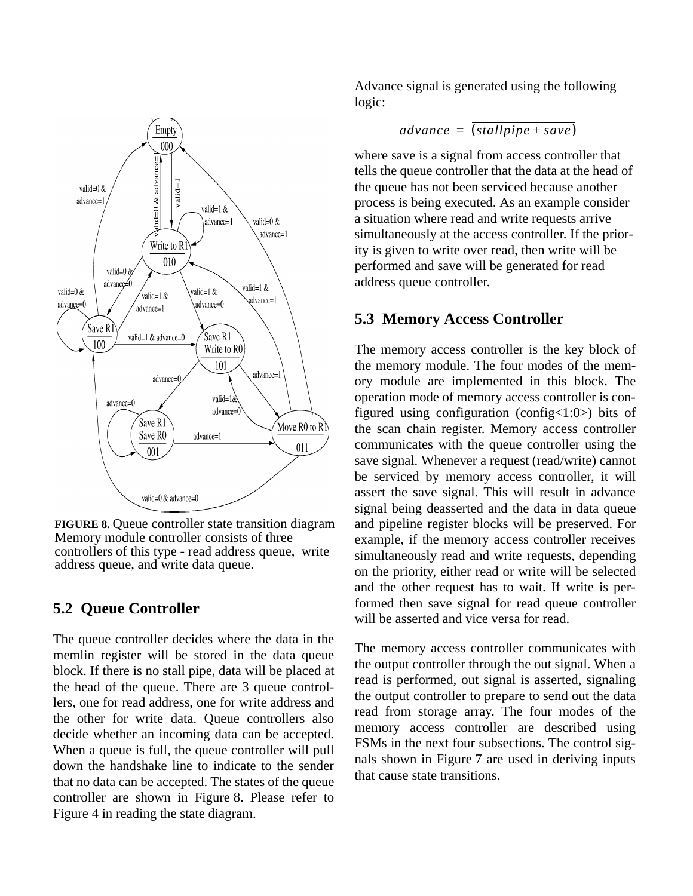FIGURE 8. Queue controller state transition diagram Memory module controller consists of three controllers of this type - read address queue, write address queue, and write data queue.

## 5.2 Queue Controller

The queue controller decides where the data in the memlin register will be stored in the data queue block. If there is no stall pipe, data will be placed at the head of the queue. There are 3 queue controllers, one for read address, one for write address and the other for write data. Queue controllers also decide whether an incoming data can be accepted. When a queue is full, the queue controller will pull down the handshake line to indicate to the sender that no data can be accepted. The states of the queue controller are shown in Figure 8. Please refer to Figure 4 in reading the state diagram.

Advance signal is generated using the following logic:

$$advance = \overline{(stallpipe + save)}$$

where save is a signal from access controller that tells the queue controller that the data at the head of the queue has not been serviced because another process is being executed. As an example consider a situation where read and write requests arrive simultaneously at the access controller. If the priority is given to write over read, then write will be performed and save will be generated for read address queue controller.

## 5.3 Memory Access Controller

The memory access controller is the key block of the memory module. The four modes of the memory module are implemented in this block. The operation mode of memory access controller is configured using configuration (config<1:0>) bits of the scan chain register. Memory access controller communicates with the queue controller using the save signal. Whenever a request (read/write) cannot be serviced by memory access controller, it will assert the save signal. This will result in advance signal being deasserted and the data in data queue and pipeline register blocks will be preserved. For example, if the memory access controller receives simultaneously read and write requests, depending on the priority, either read or write will be selected and the other request has to wait. If write is performed then save signal for read queue controller will be asserted and vice versa for read.

The memory access controller communicates with the output controller through the out signal. When a read is performed, out signal is asserted, signaling the output controller to prepare to send out the data read from storage array. The four modes of the memory access controller are described using FSMs in the next four subsections. The control signals shown in Figure 7 are used in deriving inputs that cause state transitions.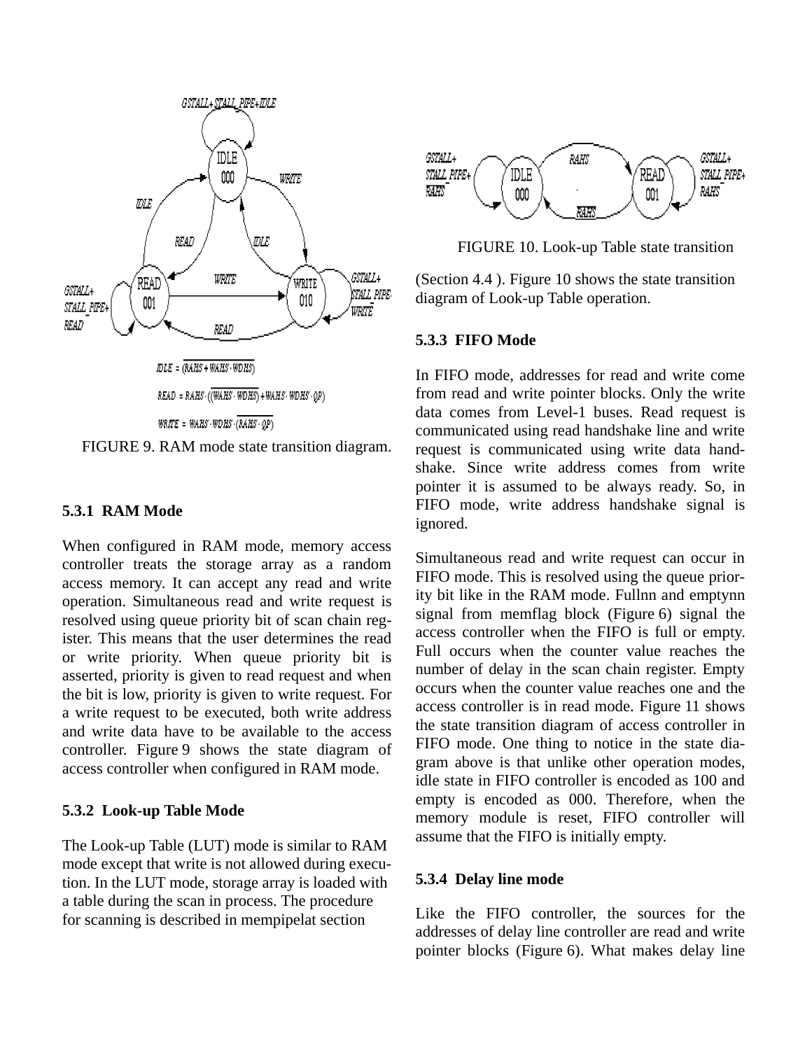$$IDLE = \overline{(RAHS + WAHS \cdot WDHS)}$$

$$READ = RAHS \cdot (\overline{(WAHS \cdot WDHS)} + WAHS \cdot WDHS \cdot QP)$$

$$WRITE = WAHS \cdot WDHS \cdot \overline{(RAHS \cdot QP)}$$

FIGURE 9. RAM mode state transition diagram.

### 5.3.1 RAM Mode

When configured in RAM mode, memory access controller treats the storage array as a random access memory. It can accept any read and write operation. Simultaneous read and write request is resolved using queue priority bit of scan chain register. This means that the user determines the read or write priority. When queue priority bit is asserted, priority is given to read request and when the bit is low, priority is given to write request. For a write request to be executed, both write address and write data have to be available to the access controller. Figure 9 shows the state diagram of access controller when configured in RAM mode.

### 5.3.2 Look-up Table Mode

The Look-up Table (LUT) mode is similar to RAM mode except that write is not allowed during execution. In the LUT mode, storage array is loaded with a table during the scan in process. The procedure for scanning is described in mempipelat section (Section 4.4 ). Figure 10 shows the state transition diagram of Look-up Table operation.

FIGURE 10. Look-up Table state transition

### 5.3.3 FIFO Mode

In FIFO mode, addresses for read and write come from read and write pointer blocks. Only the write data comes from Level-1 buses. Read request is communicated using read handshake line and write request is communicated using write data handshake. Since write address comes from write pointer it is assumed to be always ready. So, in FIFO mode, write address handshake signal is ignored.

Simultaneous read and write request can occur in FIFO mode. This is resolved using the queue priority bit like in the RAM mode. Fullnn and emptynn signal from memflag block (Figure 6) signal the access controller when the FIFO is full or empty. Full occurs when the counter value reaches the number of delay in the scan chain register. Empty occurs when the counter value reaches one and the access controller is in read mode. Figure 11 shows the state transition diagram of access controller in FIFO mode. One thing to notice in the state diagram above is that unlike other operation modes, idle state in FIFO controller is encoded as 100 and empty is encoded as 000. Therefore, when the memory module is reset, FIFO controller will assume that the FIFO is initially empty.

### 5.3.4 Delay line mode

Like the FIFO controller, the sources for the addresses of delay line controller are read and write pointer blocks (Figure 6). What makes delay line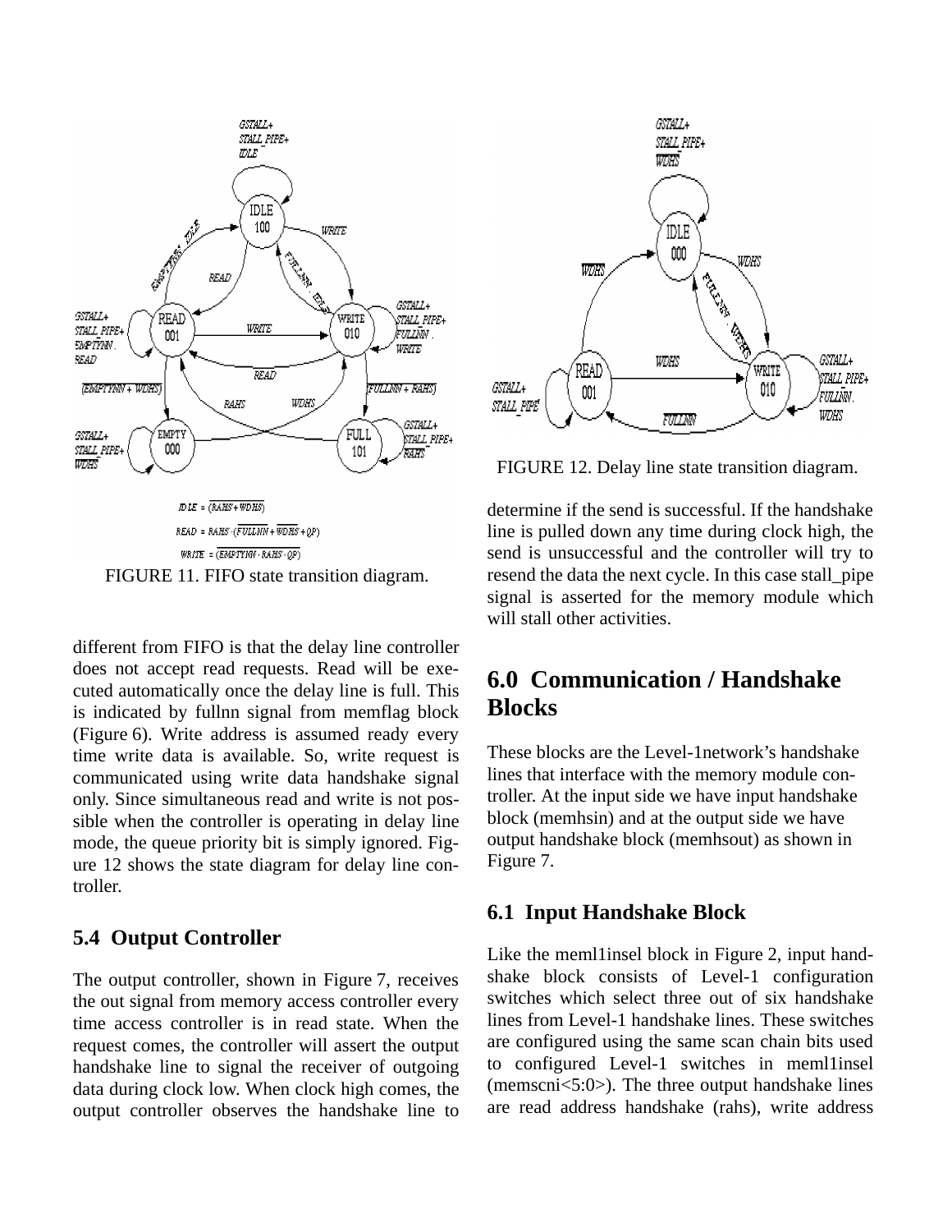$$IDLE = \overline{(RAHS + WDHS)}$$

$$READ = RAHS \cdot (\overline{FULLNN} + \overline{WDHS} + QP)$$

$$WRITE = \overline{(EMPTYNN \cdot RAHS \cdot QP)}$$

FIGURE 11. FIFO state transition diagram.

different from FIFO is that the delay line controller does not accept read requests. Read will be executed automatically once the delay line is full. This is indicated by fullnn signal from memflag block (Figure 6). Write address is assumed ready every time write data is available. So, write request is communicated using write data handshake signal only. Since simultaneous read and write is not possible when the controller is operating in delay line mode, the queue priority bit is simply ignored. Figure 12 shows the state diagram for delay line controller.

### 5.4 Output Controller

The output controller, shown in Figure 7, receives the out signal from memory access controller every time access controller is in read state. When the request comes, the controller will assert the output handshake line to signal the receiver of outgoing data during clock low. When clock high comes, the output controller observes the handshake line to

FIGURE 12. Delay line state transition diagram.

determine if the send is successful. If the handshake line is pulled down any time during clock high, the send is unsuccessful and the controller will try to resend the data the next cycle. In this case stall_pipe signal is asserted for the memory module which will stall other activities.

## 6.0 Communication / Handshake Blocks

These blocks are the Level-1network's handshake lines that interface with the memory module controller. At the input side we have input handshake block (memhsin) and at the output side we have output handshake block (memhsout) as shown in Figure 7.

### 6.1 Input Handshake Block

Like the meml1insel block in Figure 2, input handshake block consists of Level-1 configuration switches which select three out of six handshake lines from Level-1 handshake lines. These switches are configured using the same scan chain bits used to configured Level-1 switches in meml1insel (memscni<5:0>). The three output handshake lines are read address handshake (rahs), write address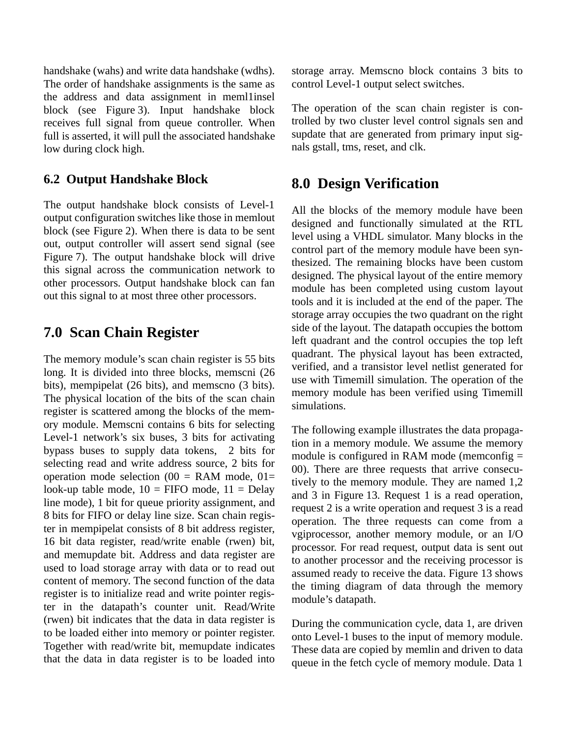handshake (wahs) and write data handshake (wdhs). The order of handshake assignments is the same as the address and data assignment in meml1insel block (see Figure 3). Input handshake block receives full signal from queue controller. When full is asserted, it will pull the associated handshake low during clock high.

### 6.2 Output Handshake Block

The output handshake block consists of Level-1 output configuration switches like those in memlout block (see Figure 2). When there is data to be sent out, output controller will assert send signal (see Figure 7). The output handshake block will drive this signal across the communication network to other processors. Output handshake block can fan out this signal to at most three other processors.

## 7.0 Scan Chain Register

The memory module's scan chain register is 55 bits long. It is divided into three blocks, memscni (26 bits), mempipelat (26 bits), and memscno (3 bits). The physical location of the bits of the scan chain register is scattered among the blocks of the memory module. Memscni contains 6 bits for selecting Level-1 network's six buses, 3 bits for activating bypass buses to supply data tokens, 2 bits for selecting read and write address source, 2 bits for operation mode selection (00 = RAM mode, 01= look-up table mode, 10 = FIFO mode, 11 = Delay line mode), 1 bit for queue priority assignment, and 8 bits for FIFO or delay line size. Scan chain register in mempipelat consists of 8 bit address register, 16 bit data register, read/write enable (rwen) bit, and memupdate bit. Address and data register are used to load storage array with data or to read out content of memory. The second function of the data register is to initialize read and write pointer register in the datapath's counter unit. Read/Write (rwen) bit indicates that the data in data register is to be loaded either into memory or pointer register. Together with read/write bit, memupdate indicates that the data in data register is to be loaded into storage array. Memscno block contains 3 bits to control Level-1 output select switches.

The operation of the scan chain register is controlled by two cluster level control signals sen and supdate that are generated from primary input signals gstall, tms, reset, and clk.

## 8.0 Design Verification

All the blocks of the memory module have been designed and functionally simulated at the RTL level using a VHDL simulator. Many blocks in the control part of the memory module have been synthesized. The remaining blocks have been custom designed. The physical layout of the entire memory module has been completed using custom layout tools and it is included at the end of the paper. The storage array occupies the two quadrant on the right side of the layout. The datapath occupies the bottom left quadrant and the control occupies the top left quadrant. The physical layout has been extracted, verified, and a transistor level netlist generated for use with Timemill simulation. The operation of the memory module has been verified using Timemill simulations.

The following example illustrates the data propagation in a memory module. We assume the memory module is configured in RAM mode (memconfig = 00). There are three requests that arrive consecutively to the memory module. They are named 1,2 and 3 in Figure 13. Request 1 is a read operation, request 2 is a write operation and request 3 is a read operation. The three requests can come from a vgiprocessor, another memory module, or an I/O processor. For read request, output data is sent out to another processor and the receiving processor is assumed ready to receive the data. Figure 13 shows the timing diagram of data through the memory module's datapath.

During the communication cycle, data 1, are driven onto Level-1 buses to the input of memory module. These data are copied by memlin and driven to data queue in the fetch cycle of memory module. Data 1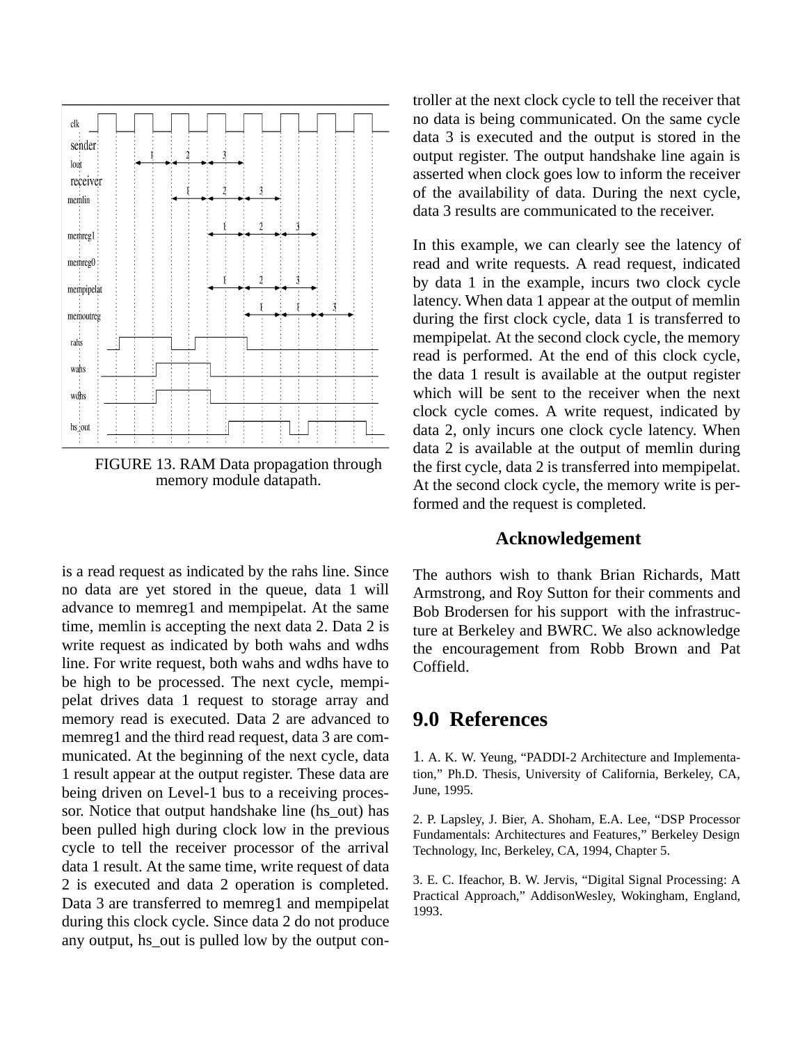FIGURE 13. RAM Data propagation through memory module datapath.

is a read request as indicated by the rahs line. Since no data are yet stored in the queue, data 1 will advance to memreg1 and mempipelat. At the same time, memlin is accepting the next data 2. Data 2 is write request as indicated by both wahs and wdhs line. For write request, both wahs and wdhs have to be high to be processed. The next cycle, mempipelat drives data 1 request to storage array and memory read is executed. Data 2 are advanced to memreg1 and the third read request, data 3 are communicated. At the beginning of the next cycle, data 1 result appear at the output register. These data are being driven on Level-1 bus to a receiving processor. Notice that output handshake line (hs_out) has been pulled high during clock low in the previous cycle to tell the receiver processor of the arrival data 1 result. At the same time, write request of data 2 is executed and data 2 operation is completed. Data 3 are transferred to memreg1 and mempipelat during this clock cycle. Since data 2 do not produce any output, hs_out is pulled low by the output controller at the next clock cycle to tell the receiver that no data is being communicated. On the same cycle data 3 is executed and the output is stored in the output register. The output handshake line again is asserted when clock goes low to inform the receiver of the availability of data. During the next cycle, data 3 results are communicated to the receiver.

In this example, we can clearly see the latency of read and write requests. A read request, indicated by data 1 in the example, incurs two clock cycle latency. When data 1 appear at the output of memlin during the first clock cycle, data 1 is transferred to mempipelat. At the second clock cycle, the memory read is performed. At the end of this clock cycle, the data 1 result is available at the output register which will be sent to the receiver when the next clock cycle comes. A write request, indicated by data 2, only incurs one clock cycle latency. When data 2 is available at the output of memlin during the first cycle, data 2 is transferred into mempipelat. At the second clock cycle, the memory write is performed and the request is completed.

### Acknowledgement

The authors wish to thank Brian Richards, Matt Armstrong, and Roy Sutton for their comments and Bob Brodersen for his support with the infrastructure at Berkeley and BWRC. We also acknowledge the encouragement from Robb Brown and Pat Coffield.

## 9.0 References

1. A. K. W. Yeung, “PADDI-2 Architecture and Implementation,” Ph.D. Thesis, University of California, Berkeley, CA, June, 1995.

2. P. Lapsley, J. Bier, A. Shoham, E.A. Lee, “DSP Processor Fundamentals: Architectures and Features,” Berkeley Design Technology, Inc, Berkeley, CA, 1994, Chapter 5.

3. E. C. Ifeachor, B. W. Jervis, “Digital Signal Processing: A Practical Approach,” AddisonWesley, Wokingham, England, 1993.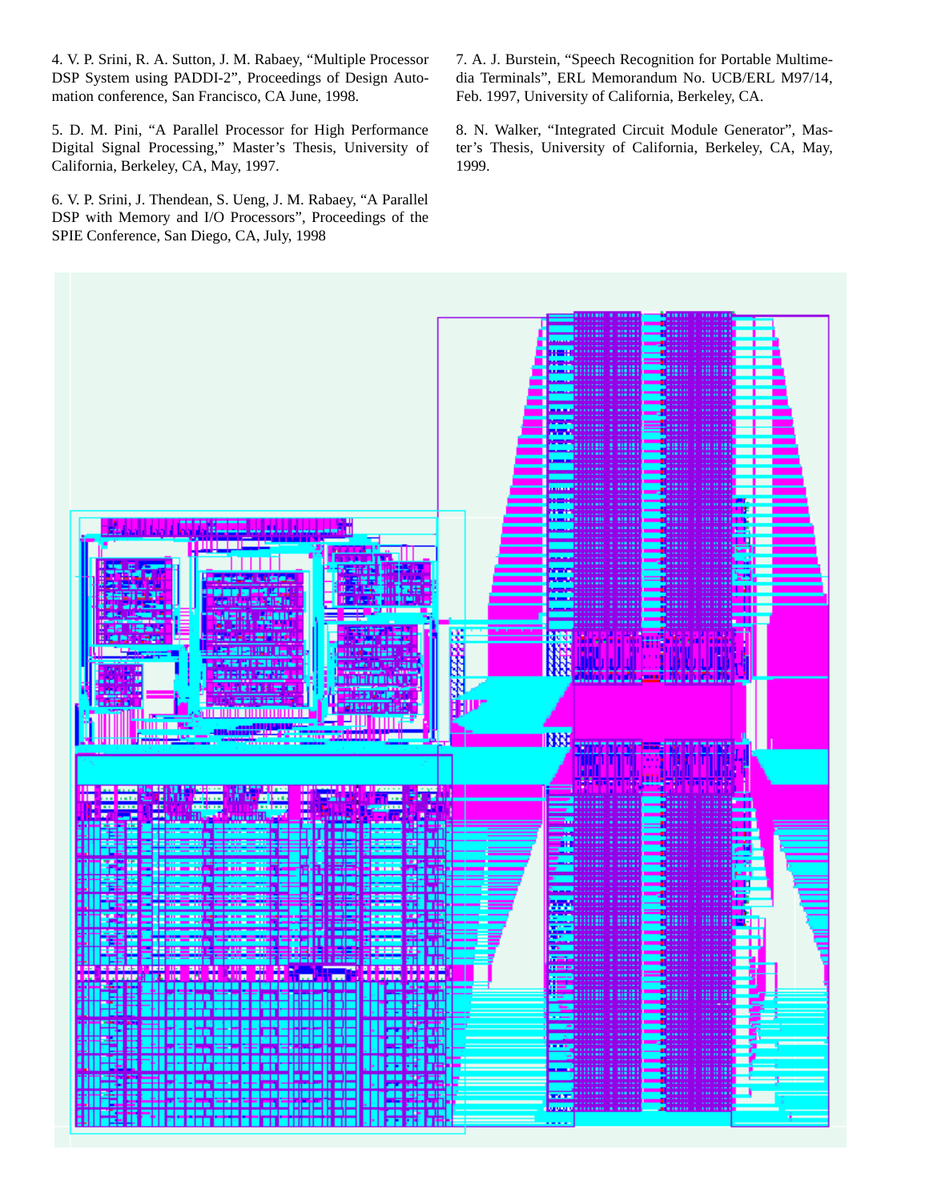4. V. P. Srini, R. A. Sutton, J. M. Rabaey, “Multiple Processor DSP System using PADDI-2”, Proceedings of Design Automation conference, San Francisco, CA June, 1998.

5. D. M. Pini, “A Parallel Processor for High Performance Digital Signal Processing,” Master’s Thesis, University of California, Berkeley, CA, May, 1997.

6. V. P. Srini, J. Thendean, S. Ueng, J. M. Rabaey, “A Parallel DSP with Memory and I/O Processors”, Proceedings of the SPIE Conference, San Diego, CA, July, 1998

7. A. J. Burstein, “Speech Recognition for Portable Multimedia Terminals”, ERL Memorandum No. UCB/ERL M97/14, Feb. 1997, University of California, Berkeley, CA.

8. N. Walker, “Integrated Circuit Module Generator”, Master’s Thesis, University of California, Berkeley, CA, May, 1999.